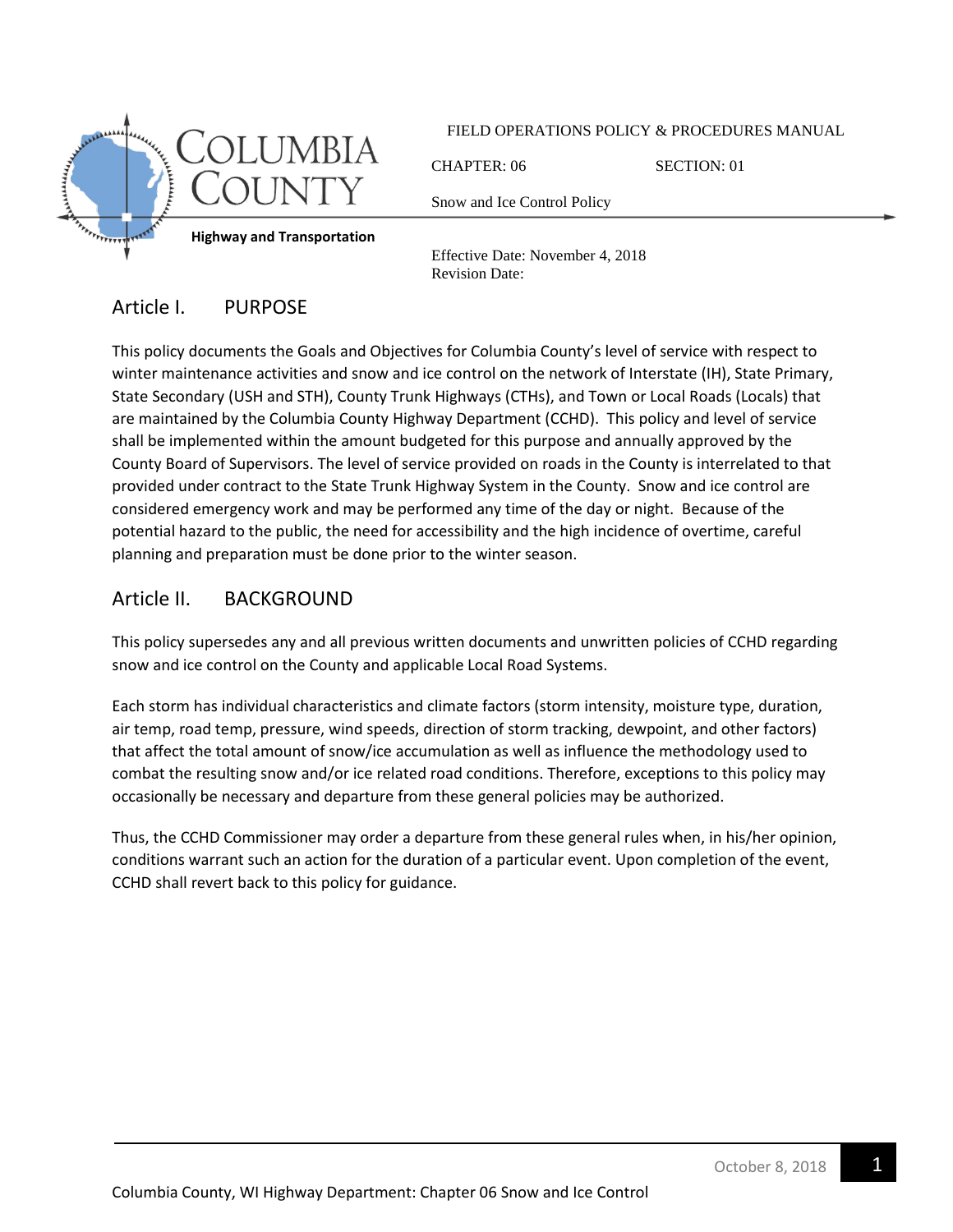**COLUMBIA COUNTY**

**Highway and Transportation**

FIELD OPERATIONS POLICY & PROCEDURES MANUAL

CHAPTER: 06 SECTION: 01

Snow and Ice Control Policy

Effective Date: November 4, 2018
Revision Date:

## Article I. PURPOSE

This policy documents the Goals and Objectives for Columbia County's level of service with respect to winter maintenance activities and snow and ice control on the network of Interstate (IH), State Primary, State Secondary (USH and STH), County Trunk Highways (CTHs), and Town or Local Roads (Locals) that are maintained by the Columbia County Highway Department (CCHD). This policy and level of service shall be implemented within the amount budgeted for this purpose and annually approved by the County Board of Supervisors. The level of service provided on roads in the County is interrelated to that provided under contract to the State Trunk Highway System in the County. Snow and ice control are considered emergency work and may be performed any time of the day or night. Because of the potential hazard to the public, the need for accessibility and the high incidence of overtime, careful planning and preparation must be done prior to the winter season.

## Article II. BACKGROUND

This policy supersedes any and all previous written documents and unwritten policies of CCHD regarding snow and ice control on the County and applicable Local Road Systems.

Each storm has individual characteristics and climate factors (storm intensity, moisture type, duration, air temp, road temp, pressure, wind speeds, direction of storm tracking, dewpoint, and other factors) that affect the total amount of snow/ice accumulation as well as influence the methodology used to combat the resulting snow and/or ice related road conditions. Therefore, exceptions to this policy may occasionally be necessary and departure from these general policies may be authorized.

Thus, the CCHD Commissioner may order a departure from these general rules when, in his/her opinion, conditions warrant such an action for the duration of a particular event. Upon completion of the event, CCHD shall revert back to this policy for guidance.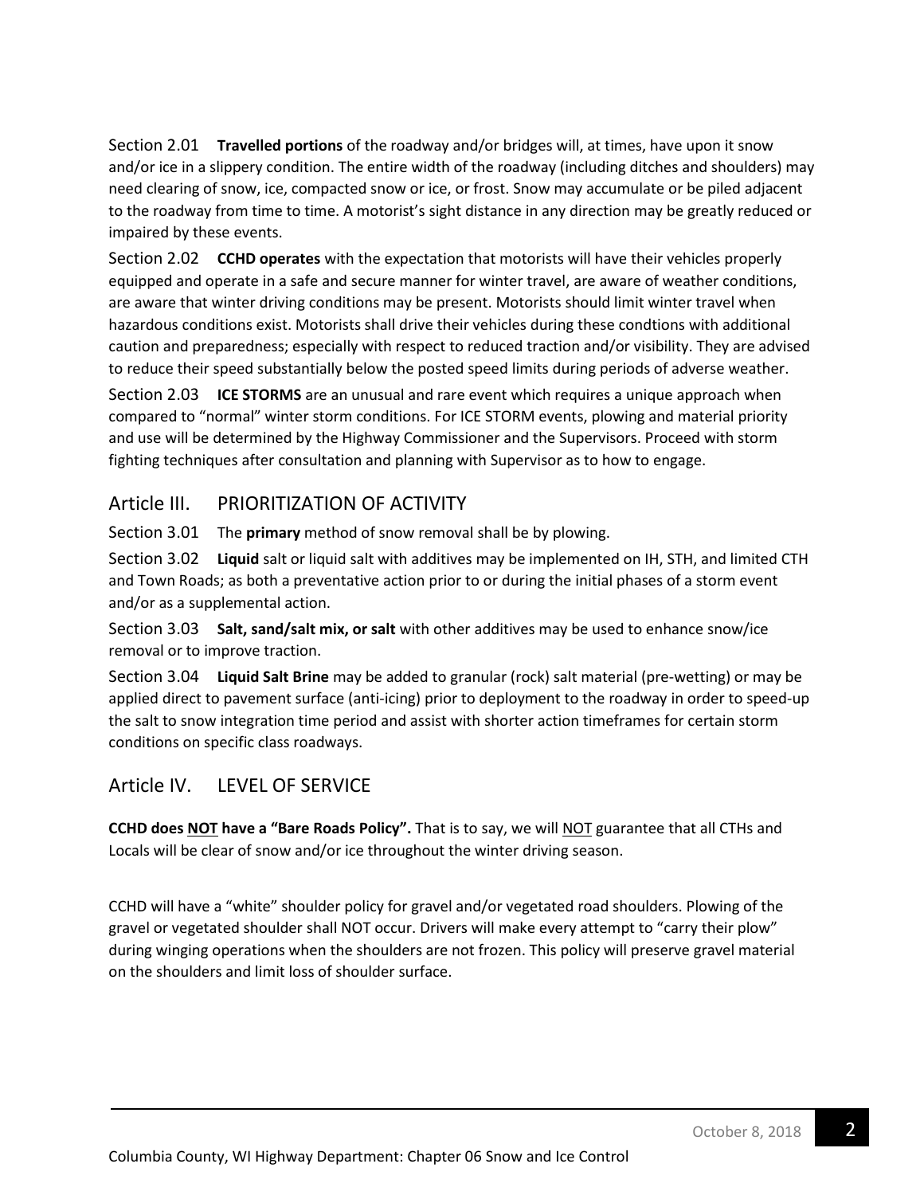Section 2.01 **Travelled portions** of the roadway and/or bridges will, at times, have upon it snow and/or ice in a slippery condition. The entire width of the roadway (including ditches and shoulders) may need clearing of snow, ice, compacted snow or ice, or frost. Snow may accumulate or be piled adjacent to the roadway from time to time. A motorist's sight distance in any direction may be greatly reduced or impaired by these events.

Section 2.02 **CCHD operates** with the expectation that motorists will have their vehicles properly equipped and operate in a safe and secure manner for winter travel, are aware of weather conditions, are aware that winter driving conditions may be present. Motorists should limit winter travel when hazardous conditions exist. Motorists shall drive their vehicles during these condtions with additional caution and preparedness; especially with respect to reduced traction and/or visibility. They are advised to reduce their speed substantially below the posted speed limits during periods of adverse weather.

Section 2.03 **ICE STORMS** are an unusual and rare event which requires a unique approach when compared to "normal" winter storm conditions. For ICE STORM events, plowing and material priority and use will be determined by the Highway Commissioner and the Supervisors. Proceed with storm fighting techniques after consultation and planning with Supervisor as to how to engage.

## Article III. PRIORITIZATION OF ACTIVITY

Section 3.01 The **primary** method of snow removal shall be by plowing.

Section 3.02 **Liquid** salt or liquid salt with additives may be implemented on IH, STH, and limited CTH and Town Roads; as both a preventative action prior to or during the initial phases of a storm event and/or as a supplemental action.

Section 3.03 **Salt, sand/salt mix, or salt** with other additives may be used to enhance snow/ice removal or to improve traction.

Section 3.04 **Liquid Salt Brine** may be added to granular (rock) salt material (pre-wetting) or may be applied direct to pavement surface (anti-icing) prior to deployment to the roadway in order to speed-up the salt to snow integration time period and assist with shorter action timeframes for certain storm conditions on specific class roadways.

## Article IV. LEVEL OF SERVICE

**CCHD does NOT have a "Bare Roads Policy".** That is to say, we will NOT guarantee that all CTHs and Locals will be clear of snow and/or ice throughout the winter driving season.

CCHD will have a "white" shoulder policy for gravel and/or vegetated road shoulders. Plowing of the gravel or vegetated shoulder shall NOT occur. Drivers will make every attempt to "carry their plow" during winging operations when the shoulders are not frozen. This policy will preserve gravel material on the shoulders and limit loss of shoulder surface.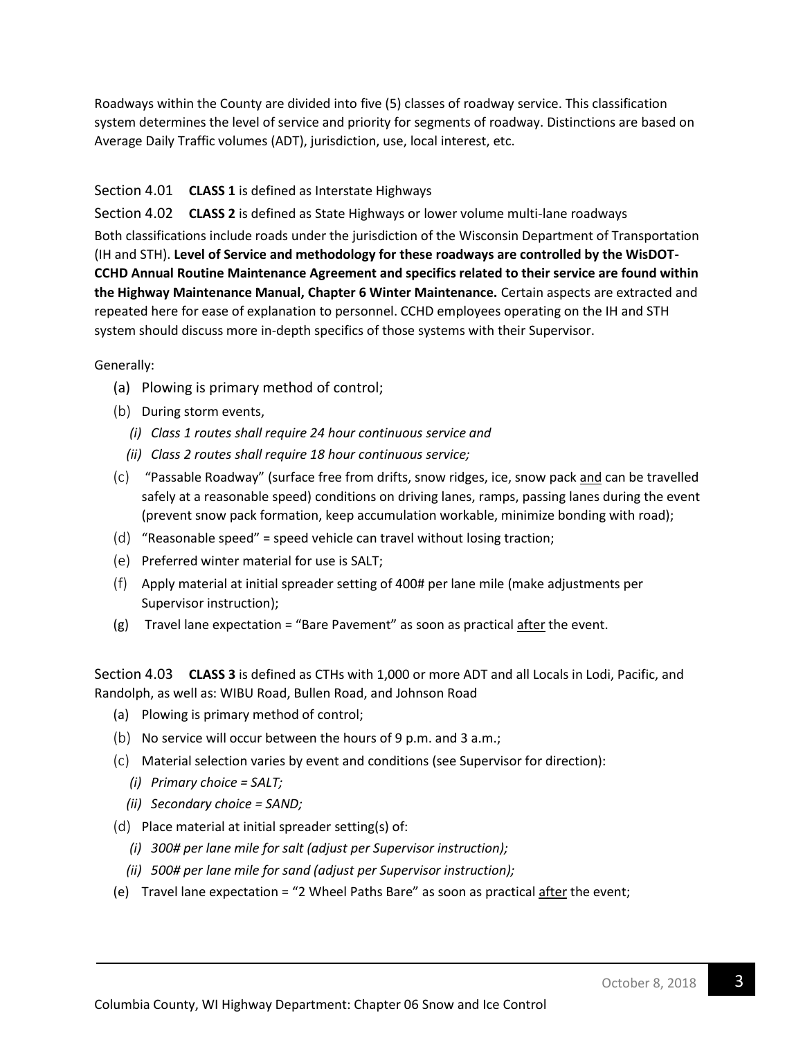Roadways within the County are divided into five (5) classes of roadway service. This classification system determines the level of service and priority for segments of roadway. Distinctions are based on Average Daily Traffic volumes (ADT), jurisdiction, use, local interest, etc.

Section 4.01 **CLASS 1** is defined as Interstate Highways

Section 4.02 **CLASS 2** is defined as State Highways or lower volume multi-lane roadways

Both classifications include roads under the jurisdiction of the Wisconsin Department of Transportation (IH and STH). **Level of Service and methodology for these roadways are controlled by the WisDOT-CCHD Annual Routine Maintenance Agreement and specifics related to their service are found within the Highway Maintenance Manual, Chapter 6 Winter Maintenance.** Certain aspects are extracted and repeated here for ease of explanation to personnel. CCHD employees operating on the IH and STH system should discuss more in-depth specifics of those systems with their Supervisor.

Generally:

(a) Plowing is primary method of control;

(b) During storm events,
   - *(i) Class 1 routes shall require 24 hour continuous service and*
   - *(ii) Class 2 routes shall require 18 hour continuous service;*

(c) "Passable Roadway" (surface free from drifts, snow ridges, ice, snow pack <u>and</u> can be travelled safely at a reasonable speed) conditions on driving lanes, ramps, passing lanes during the event (prevent snow pack formation, keep accumulation workable, minimize bonding with road);

(d) "Reasonable speed" = speed vehicle can travel without losing traction;

(e) Preferred winter material for use is SALT;

(f) Apply material at initial spreader setting of 400# per lane mile (make adjustments per Supervisor instruction);

(g) Travel lane expectation = "Bare Pavement" as soon as practical <u>after</u> the event.

Section 4.03 **CLASS 3** is defined as CTHs with 1,000 or more ADT and all Locals in Lodi, Pacific, and Randolph, as well as: WIBU Road, Bullen Road, and Johnson Road

(a) Plowing is primary method of control;

(b) No service will occur between the hours of 9 p.m. and 3 a.m.;

(c) Material selection varies by event and conditions (see Supervisor for direction):
   - *(i) Primary choice = SALT;*
   - *(ii) Secondary choice = SAND;*

(d) Place material at initial spreader setting(s) of:
   - *(i) 300# per lane mile for salt (adjust per Supervisor instruction);*
   - *(ii) 500# per lane mile for sand (adjust per Supervisor instruction);*

(e) Travel lane expectation = "2 Wheel Paths Bare" as soon as practical <u>after</u> the event;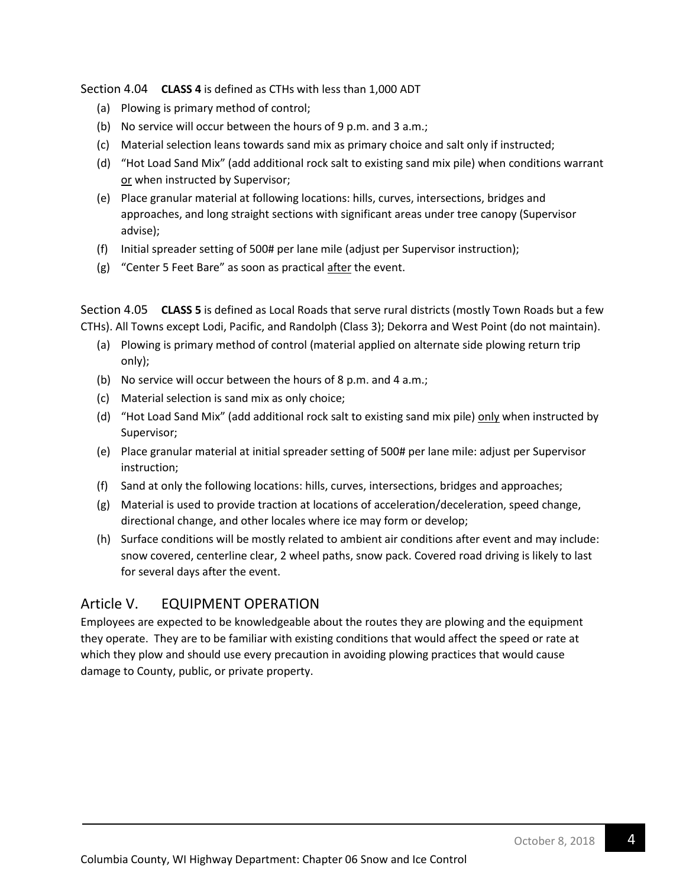Section 4.04 **CLASS 4** is defined as CTHs with less than 1,000 ADT

(a) Plowing is primary method of control;
(b) No service will occur between the hours of 9 p.m. and 3 a.m.;
(c) Material selection leans towards sand mix as primary choice and salt only if instructed;
(d) "Hot Load Sand Mix" (add additional rock salt to existing sand mix pile) when conditions warrant <u>or</u> when instructed by Supervisor;
(e) Place granular material at following locations: hills, curves, intersections, bridges and approaches, and long straight sections with significant areas under tree canopy (Supervisor advise);
(f) Initial spreader setting of 500# per lane mile (adjust per Supervisor instruction);
(g) "Center 5 Feet Bare" as soon as practical <u>after</u> the event.

Section 4.05 **CLASS 5** is defined as Local Roads that serve rural districts (mostly Town Roads but a few CTHs). All Towns except Lodi, Pacific, and Randolph (Class 3); Dekorra and West Point (do not maintain).

(a) Plowing is primary method of control (material applied on alternate side plowing return trip only);
(b) No service will occur between the hours of 8 p.m. and 4 a.m.;
(c) Material selection is sand mix as only choice;
(d) "Hot Load Sand Mix" (add additional rock salt to existing sand mix pile) <u>only</u> when instructed by Supervisor;
(e) Place granular material at initial spreader setting of 500# per lane mile: adjust per Supervisor instruction;
(f) Sand at only the following locations: hills, curves, intersections, bridges and approaches;
(g) Material is used to provide traction at locations of acceleration/deceleration, speed change, directional change, and other locales where ice may form or develop;
(h) Surface conditions will be mostly related to ambient air conditions after event and may include: snow covered, centerline clear, 2 wheel paths, snow pack. Covered road driving is likely to last for several days after the event.

## Article V. EQUIPMENT OPERATION

Employees are expected to be knowledgeable about the routes they are plowing and the equipment they operate. They are to be familiar with existing conditions that would affect the speed or rate at which they plow and should use every precaution in avoiding plowing practices that would cause damage to County, public, or private property.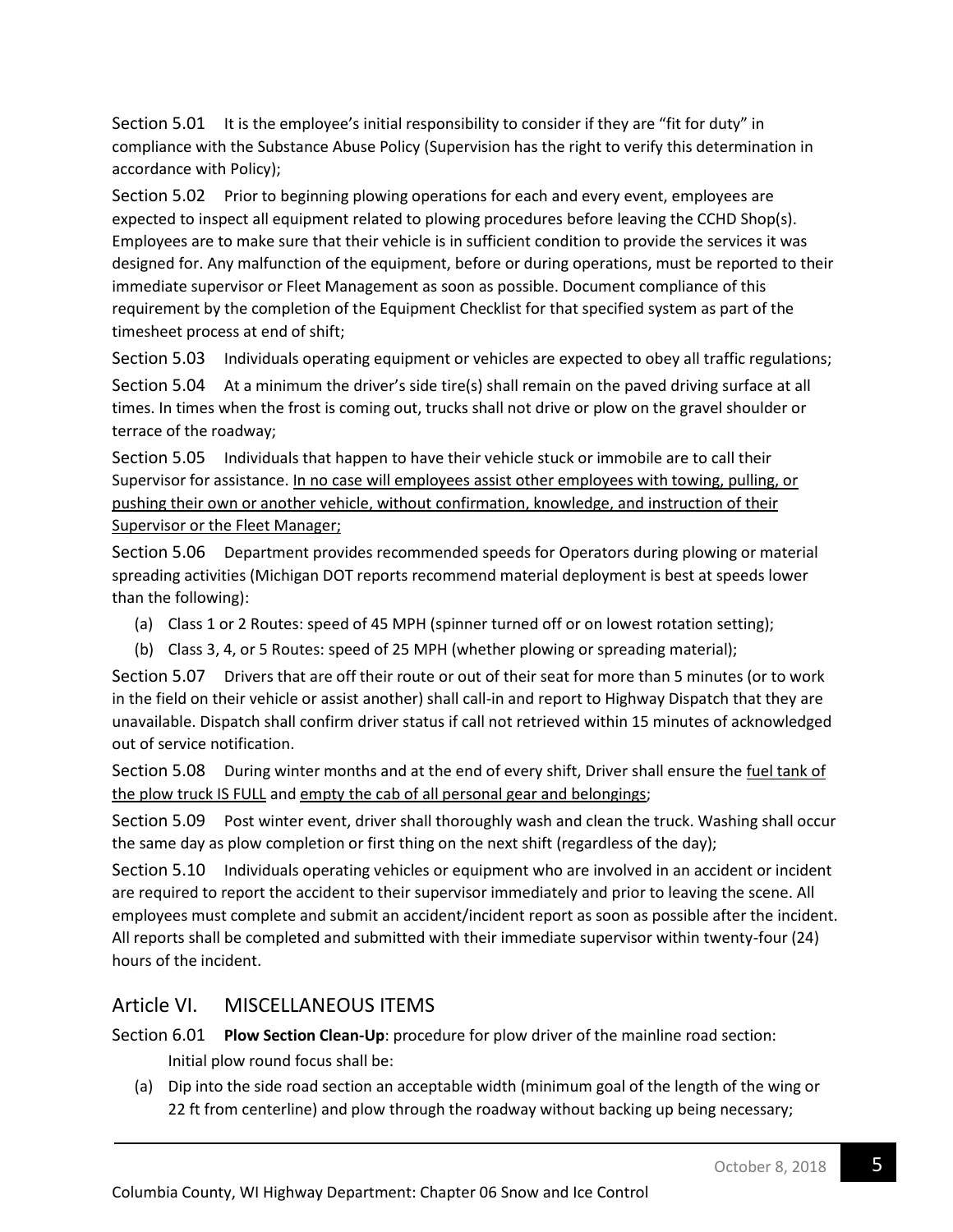Section 5.01 It is the employee's initial responsibility to consider if they are "fit for duty" in compliance with the Substance Abuse Policy (Supervision has the right to verify this determination in accordance with Policy);

Section 5.02 Prior to beginning plowing operations for each and every event, employees are expected to inspect all equipment related to plowing procedures before leaving the CCHD Shop(s). Employees are to make sure that their vehicle is in sufficient condition to provide the services it was designed for. Any malfunction of the equipment, before or during operations, must be reported to their immediate supervisor or Fleet Management as soon as possible. Document compliance of this requirement by the completion of the Equipment Checklist for that specified system as part of the timesheet process at end of shift;

Section 5.03 Individuals operating equipment or vehicles are expected to obey all traffic regulations;

Section 5.04 At a minimum the driver's side tire(s) shall remain on the paved driving surface at all times. In times when the frost is coming out, trucks shall not drive or plow on the gravel shoulder or terrace of the roadway;

Section 5.05 Individuals that happen to have their vehicle stuck or immobile are to call their Supervisor for assistance. <u>In no case will employees assist other employees with towing, pulling, or pushing their own or another vehicle, without confirmation, knowledge, and instruction of their Supervisor or the Fleet Manager;</u>

Section 5.06 Department provides recommended speeds for Operators during plowing or material spreading activities (Michigan DOT reports recommend material deployment is best at speeds lower than the following):

(a) Class 1 or 2 Routes: speed of 45 MPH (spinner turned off or on lowest rotation setting);

(b) Class 3, 4, or 5 Routes: speed of 25 MPH (whether plowing or spreading material);

Section 5.07 Drivers that are off their route or out of their seat for more than 5 minutes (or to work in the field on their vehicle or assist another) shall call-in and report to Highway Dispatch that they are unavailable. Dispatch shall confirm driver status if call not retrieved within 15 minutes of acknowledged out of service notification.

Section 5.08 During winter months and at the end of every shift, Driver shall ensure the <u>fuel tank of the plow truck IS FULL</u> and <u>empty the cab of all personal gear and belongings</u>;

Section 5.09 Post winter event, driver shall thoroughly wash and clean the truck. Washing shall occur the same day as plow completion or first thing on the next shift (regardless of the day);

Section 5.10 Individuals operating vehicles or equipment who are involved in an accident or incident are required to report the accident to their supervisor immediately and prior to leaving the scene. All employees must complete and submit an accident/incident report as soon as possible after the incident. All reports shall be completed and submitted with their immediate supervisor within twenty-four (24) hours of the incident.

## Article VI. MISCELLANEOUS ITEMS

Section 6.01 **Plow Section Clean-Up**: procedure for plow driver of the mainline road section:

Initial plow round focus shall be:

(a) Dip into the side road section an acceptable width (minimum goal of the length of the wing or 22 ft from centerline) and plow through the roadway without backing up being necessary;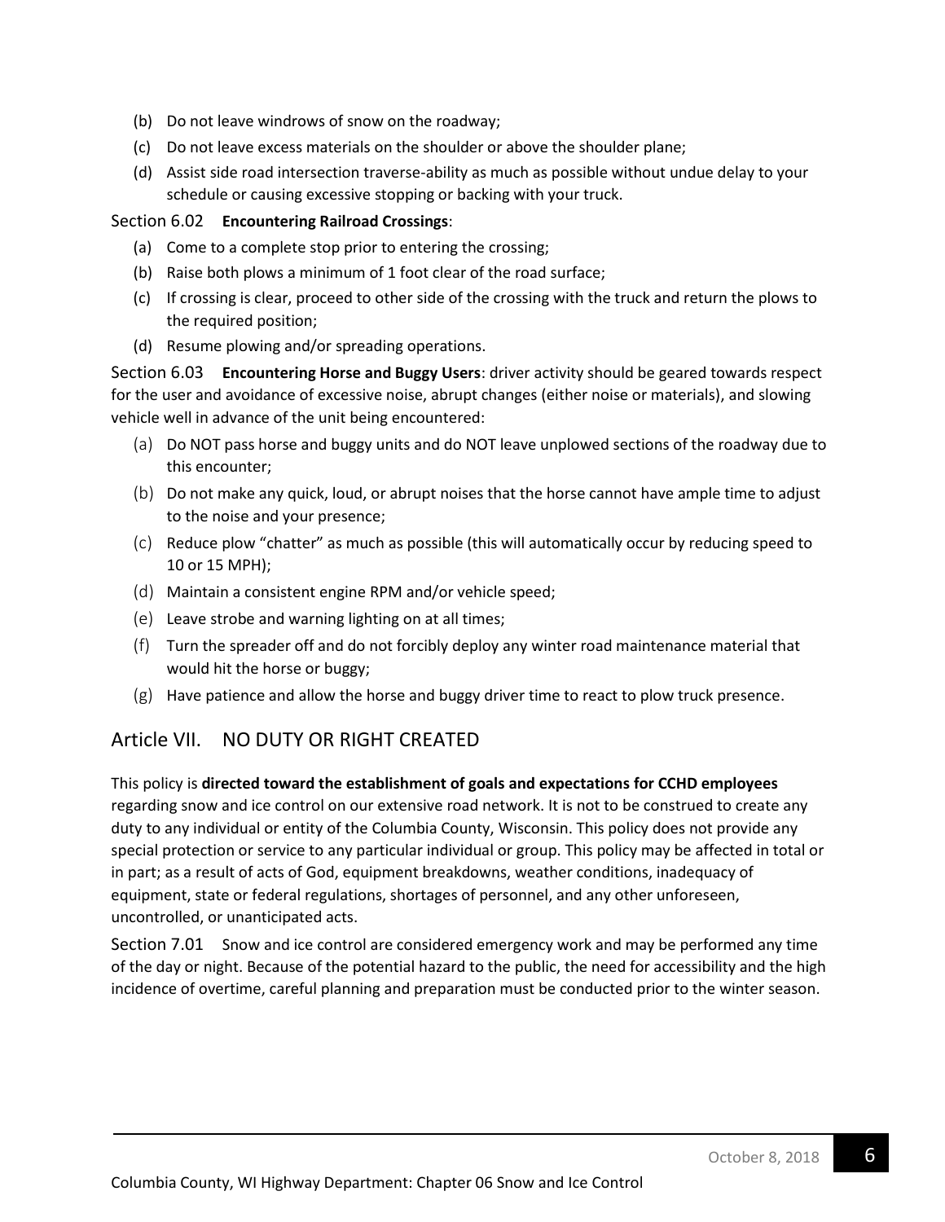(b) Do not leave windrows of snow on the roadway;

(c) Do not leave excess materials on the shoulder or above the shoulder plane;

(d) Assist side road intersection traverse-ability as much as possible without undue delay to your schedule or causing excessive stopping or backing with your truck.

Section 6.02 **Encountering Railroad Crossings**:

(a) Come to a complete stop prior to entering the crossing;

(b) Raise both plows a minimum of 1 foot clear of the road surface;

(c) If crossing is clear, proceed to other side of the crossing with the truck and return the plows to the required position;

(d) Resume plowing and/or spreading operations.

Section 6.03 **Encountering Horse and Buggy Users**: driver activity should be geared towards respect for the user and avoidance of excessive noise, abrupt changes (either noise or materials), and slowing vehicle well in advance of the unit being encountered:

(a) Do NOT pass horse and buggy units and do NOT leave unplowed sections of the roadway due to this encounter;

(b) Do not make any quick, loud, or abrupt noises that the horse cannot have ample time to adjust to the noise and your presence;

(c) Reduce plow "chatter" as much as possible (this will automatically occur by reducing speed to 10 or 15 MPH);

(d) Maintain a consistent engine RPM and/or vehicle speed;

(e) Leave strobe and warning lighting on at all times;

(f) Turn the spreader off and do not forcibly deploy any winter road maintenance material that would hit the horse or buggy;

(g) Have patience and allow the horse and buggy driver time to react to plow truck presence.

## Article VII. NO DUTY OR RIGHT CREATED

This policy is **directed toward the establishment of goals and expectations for CCHD employees** regarding snow and ice control on our extensive road network. It is not to be construed to create any duty to any individual or entity of the Columbia County, Wisconsin. This policy does not provide any special protection or service to any particular individual or group. This policy may be affected in total or in part; as a result of acts of God, equipment breakdowns, weather conditions, inadequacy of equipment, state or federal regulations, shortages of personnel, and any other unforeseen, uncontrolled, or unanticipated acts.

Section 7.01 Snow and ice control are considered emergency work and may be performed any time of the day or night. Because of the potential hazard to the public, the need for accessibility and the high incidence of overtime, careful planning and preparation must be conducted prior to the winter season.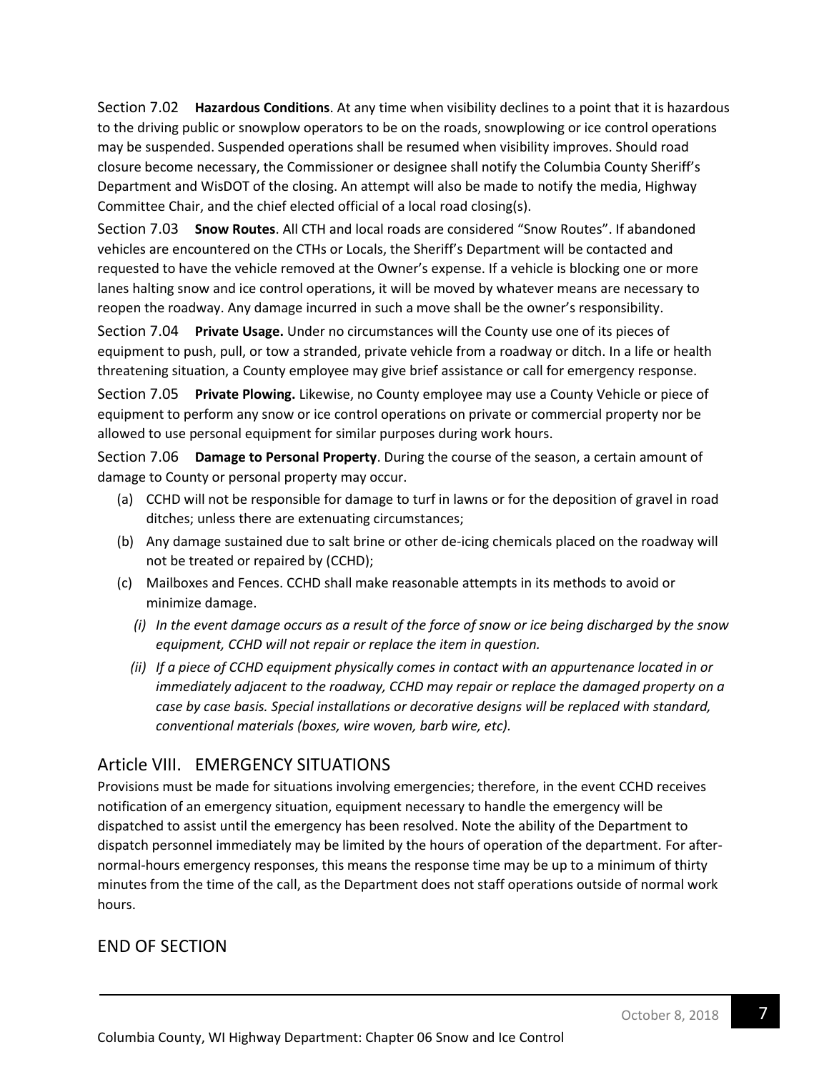Section 7.02 **Hazardous Conditions**. At any time when visibility declines to a point that it is hazardous to the driving public or snowplow operators to be on the roads, snowplowing or ice control operations may be suspended. Suspended operations shall be resumed when visibility improves. Should road closure become necessary, the Commissioner or designee shall notify the Columbia County Sheriff's Department and WisDOT of the closing. An attempt will also be made to notify the media, Highway Committee Chair, and the chief elected official of a local road closing(s).

Section 7.03 **Snow Routes**. All CTH and local roads are considered "Snow Routes". If abandoned vehicles are encountered on the CTHs or Locals, the Sheriff's Department will be contacted and requested to have the vehicle removed at the Owner's expense. If a vehicle is blocking one or more lanes halting snow and ice control operations, it will be moved by whatever means are necessary to reopen the roadway. Any damage incurred in such a move shall be the owner's responsibility.

Section 7.04 **Private Usage.** Under no circumstances will the County use one of its pieces of equipment to push, pull, or tow a stranded, private vehicle from a roadway or ditch. In a life or health threatening situation, a County employee may give brief assistance or call for emergency response.

Section 7.05 **Private Plowing.** Likewise, no County employee may use a County Vehicle or piece of equipment to perform any snow or ice control operations on private or commercial property nor be allowed to use personal equipment for similar purposes during work hours.

Section 7.06 **Damage to Personal Property**. During the course of the season, a certain amount of damage to County or personal property may occur.

(a) CCHD will not be responsible for damage to turf in lawns or for the deposition of gravel in road ditches; unless there are extenuating circumstances;

(b) Any damage sustained due to salt brine or other de-icing chemicals placed on the roadway will not be treated or repaired by (CCHD);

(c) Mailboxes and Fences. CCHD shall make reasonable attempts in its methods to avoid or minimize damage.

*(i) In the event damage occurs as a result of the force of snow or ice being discharged by the snow equipment, CCHD will not repair or replace the item in question.*

*(ii) If a piece of CCHD equipment physically comes in contact with an appurtenance located in or immediately adjacent to the roadway, CCHD may repair or replace the damaged property on a case by case basis. Special installations or decorative designs will be replaced with standard, conventional materials (boxes, wire woven, barb wire, etc).*

## Article VIII. EMERGENCY SITUATIONS

Provisions must be made for situations involving emergencies; therefore, in the event CCHD receives notification of an emergency situation, equipment necessary to handle the emergency will be dispatched to assist until the emergency has been resolved. Note the ability of the Department to dispatch personnel immediately may be limited by the hours of operation of the department. For after-normal-hours emergency responses, this means the response time may be up to a minimum of thirty minutes from the time of the call, as the Department does not staff operations outside of normal work hours.

## END OF SECTION